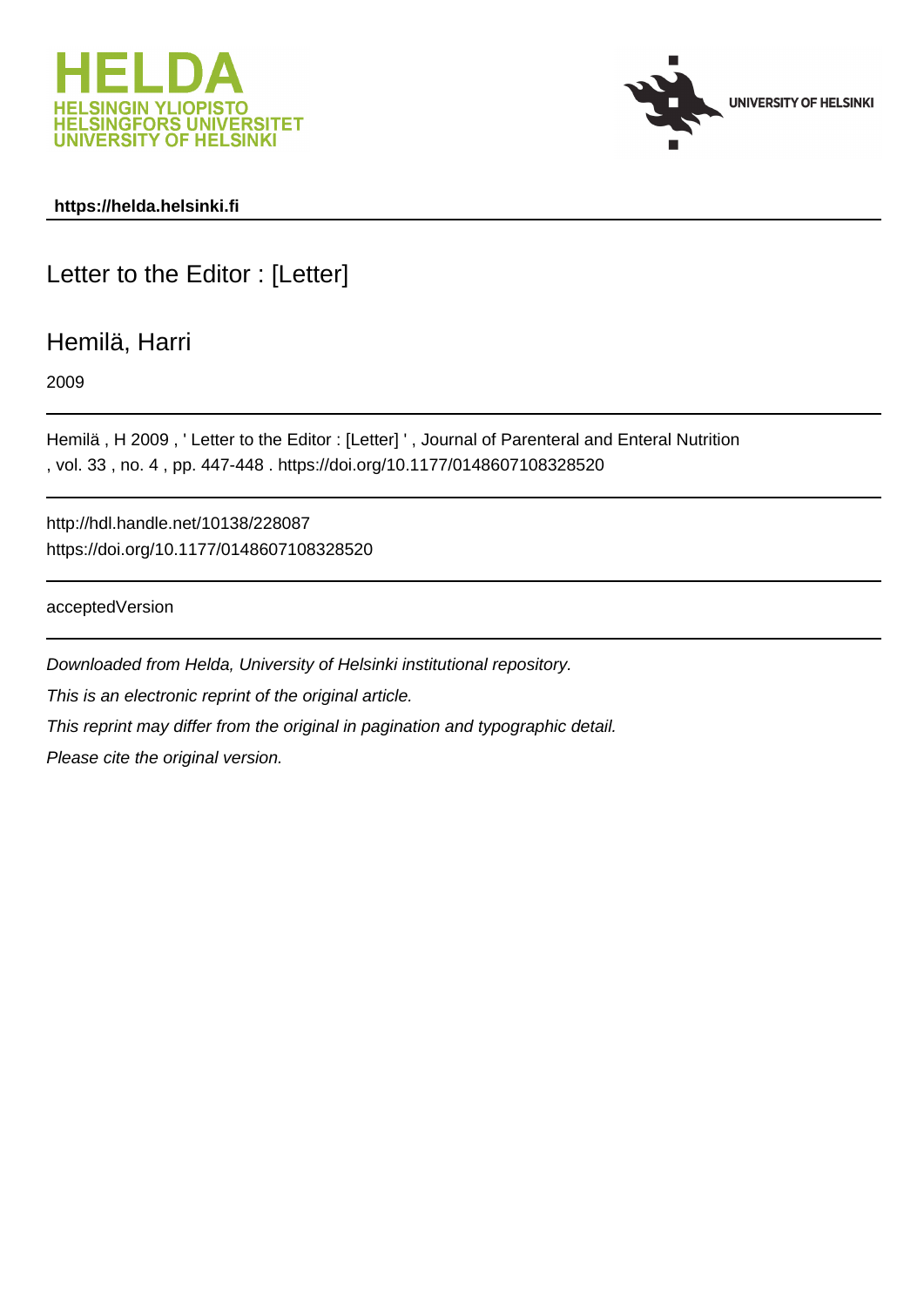**https://helda.helsinki.fi**

# Letter to the Editor : [Letter]

## Hemilä, Harri

2009

Hemilä , H 2009 , ' Letter to the Editor : [Letter] ' , Journal of Parenteral and Enteral Nutrition , vol. 33 , no. 4 , pp. 447-448 . https://doi.org/10.1177/0148607108328520

http://hdl.handle.net/10138/228087
https://doi.org/10.1177/0148607108328520

acceptedVersion

*Downloaded from Helda, University of Helsinki institutional repository.*

*This is an electronic reprint of the original article.*

*This reprint may differ from the original in pagination and typographic detail.*

*Please cite the original version.*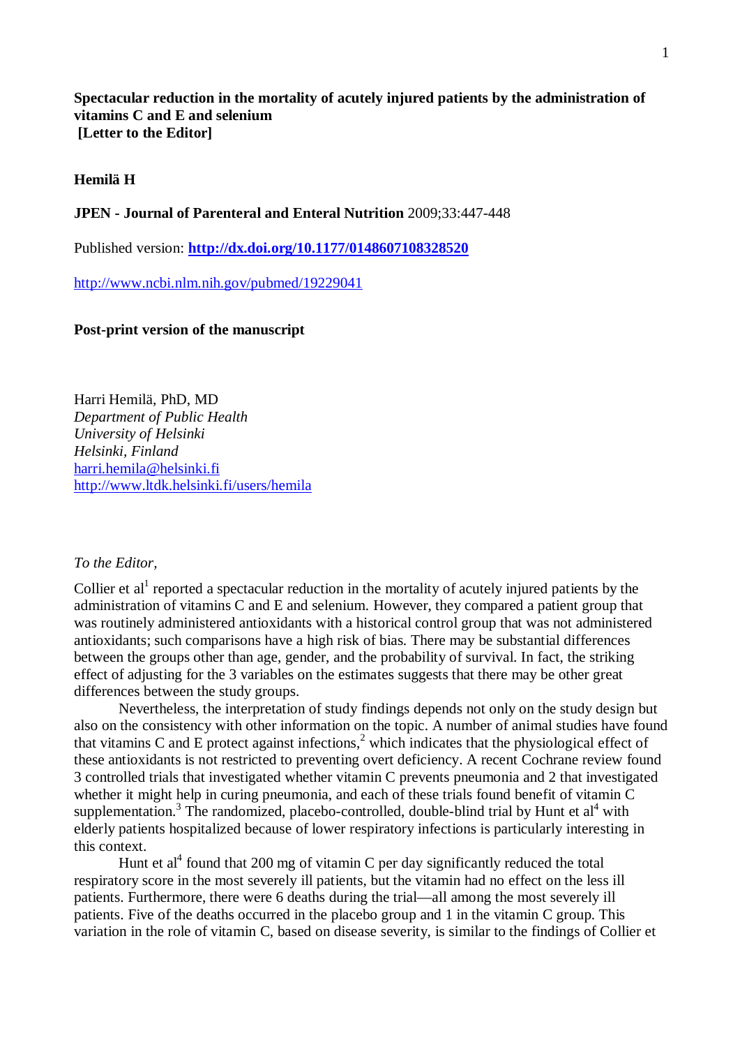**Spectacular reduction in the mortality of acutely injured patients by the administration of vitamins C and E and selenium**
**[Letter to the Editor]**

**Hemilä H**

**JPEN - Journal of Parenteral and Enteral Nutrition** 2009;33:447-448

Published version: **http://dx.doi.org/10.1177/0148607108328520**

http://www.ncbi.nlm.nih.gov/pubmed/19229041

**Post-print version of the manuscript**

Harri Hemilä, PhD, MD
*Department of Public Health*
*University of Helsinki*
*Helsinki, Finland*
harri.hemila@helsinki.fi
http://www.ltdk.helsinki.fi/users/hemila

*To the Editor,*

Collier et al[1] reported a spectacular reduction in the mortality of acutely injured patients by the administration of vitamins C and E and selenium. However, they compared a patient group that was routinely administered antioxidants with a historical control group that was not administered antioxidants; such comparisons have a high risk of bias. There may be substantial differences between the groups other than age, gender, and the probability of survival. In fact, the striking effect of adjusting for the 3 variables on the estimates suggests that there may be other great differences between the study groups.

Nevertheless, the interpretation of study findings depends not only on the study design but also on the consistency with other information on the topic. A number of animal studies have found that vitamins C and E protect against infections,[2] which indicates that the physiological effect of these antioxidants is not restricted to preventing overt deficiency. A recent Cochrane review found 3 controlled trials that investigated whether vitamin C prevents pneumonia and 2 that investigated whether it might help in curing pneumonia, and each of these trials found benefit of vitamin C supplementation.[3] The randomized, placebo-controlled, double-blind trial by Hunt et al[4] with elderly patients hospitalized because of lower respiratory infections is particularly interesting in this context.

Hunt et al[4] found that 200 mg of vitamin C per day significantly reduced the total respiratory score in the most severely ill patients, but the vitamin had no effect on the less ill patients. Furthermore, there were 6 deaths during the trial—all among the most severely ill patients. Five of the deaths occurred in the placebo group and 1 in the vitamin C group. This variation in the role of vitamin C, based on disease severity, is similar to the findings of Collier et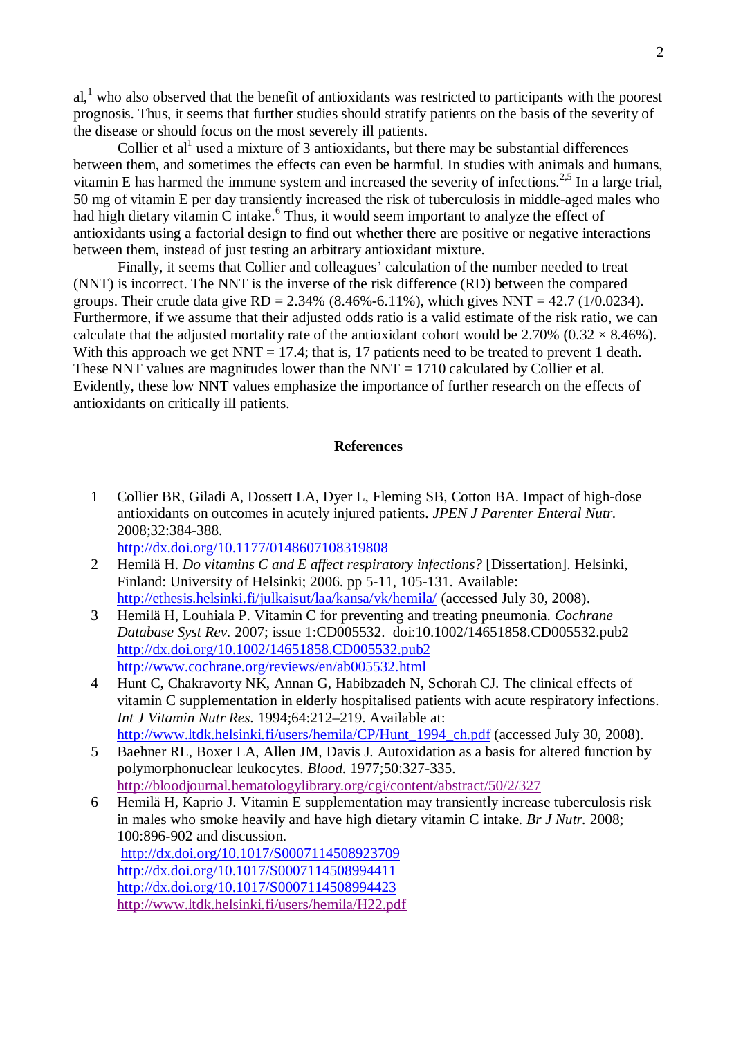al,[1] who also observed that the benefit of antioxidants was restricted to participants with the poorest prognosis. Thus, it seems that further studies should stratify patients on the basis of the severity of the disease or should focus on the most severely ill patients.

Collier et al[1] used a mixture of 3 antioxidants, but there may be substantial differences between them, and sometimes the effects can even be harmful. In studies with animals and humans, vitamin E has harmed the immune system and increased the severity of infections.[2,5] In a large trial, 50 mg of vitamin E per day transiently increased the risk of tuberculosis in middle-aged males who had high dietary vitamin C intake.[6] Thus, it would seem important to analyze the effect of antioxidants using a factorial design to find out whether there are positive or negative interactions between them, instead of just testing an arbitrary antioxidant mixture.

Finally, it seems that Collier and colleagues' calculation of the number needed to treat (NNT) is incorrect. The NNT is the inverse of the risk difference (RD) between the compared groups. Their crude data give RD = 2.34% (8.46%-6.11%), which gives NNT = 42.7 (1/0.0234). Furthermore, if we assume that their adjusted odds ratio is a valid estimate of the risk ratio, we can calculate that the adjusted mortality rate of the antioxidant cohort would be 2.70% ($0.32 \times 8.46\%$). With this approach we get NNT = 17.4; that is, 17 patients need to be treated to prevent 1 death. These NNT values are magnitudes lower than the NNT = 1710 calculated by Collier et al. Evidently, these low NNT values emphasize the importance of further research on the effects of antioxidants on critically ill patients.

## References

1. Collier BR, Giladi A, Dossett LA, Dyer L, Fleming SB, Cotton BA. Impact of high-dose antioxidants on outcomes in acutely injured patients. *JPEN J Parenter Enteral Nutr.* 2008;32:384-388. http://dx.doi.org/10.1177/0148607108319808
2. Hemilä H. *Do vitamins C and E affect respiratory infections?* [Dissertation]. Helsinki, Finland: University of Helsinki; 2006. pp 5-11, 105-131. Available: http://ethesis.helsinki.fi/julkaisut/laa/kansa/vk/hemila/ (accessed July 30, 2008).
3. Hemilä H, Louhiala P. Vitamin C for preventing and treating pneumonia. *Cochrane Database Syst Rev.* 2007; issue 1:CD005532. doi:10.1002/14651858.CD005532.pub2 http://dx.doi.org/10.1002/14651858.CD005532.pub2 http://www.cochrane.org/reviews/en/ab005532.html
4. Hunt C, Chakravorty NK, Annan G, Habibzadeh N, Schorah CJ. The clinical effects of vitamin C supplementation in elderly hospitalised patients with acute respiratory infections. *Int J Vitamin Nutr Res.* 1994;64:212–219. Available at: http://www.ltdk.helsinki.fi/users/hemila/CP/Hunt_1994_ch.pdf (accessed July 30, 2008).
5. Baehner RL, Boxer LA, Allen JM, Davis J. Autoxidation as a basis for altered function by polymorphonuclear leukocytes. *Blood.* 1977;50:327-335. http://bloodjournal.hematologylibrary.org/cgi/content/abstract/50/2/327
6. Hemilä H, Kaprio J. Vitamin E supplementation may transiently increase tuberculosis risk in males who smoke heavily and have high dietary vitamin C intake. *Br J Nutr.* 2008; 100:896-902 and discussion. http://dx.doi.org/10.1017/S0007114508923709 http://dx.doi.org/10.1017/S0007114508994411 http://dx.doi.org/10.1017/S0007114508994423 http://www.ltdk.helsinki.fi/users/hemila/H22.pdf